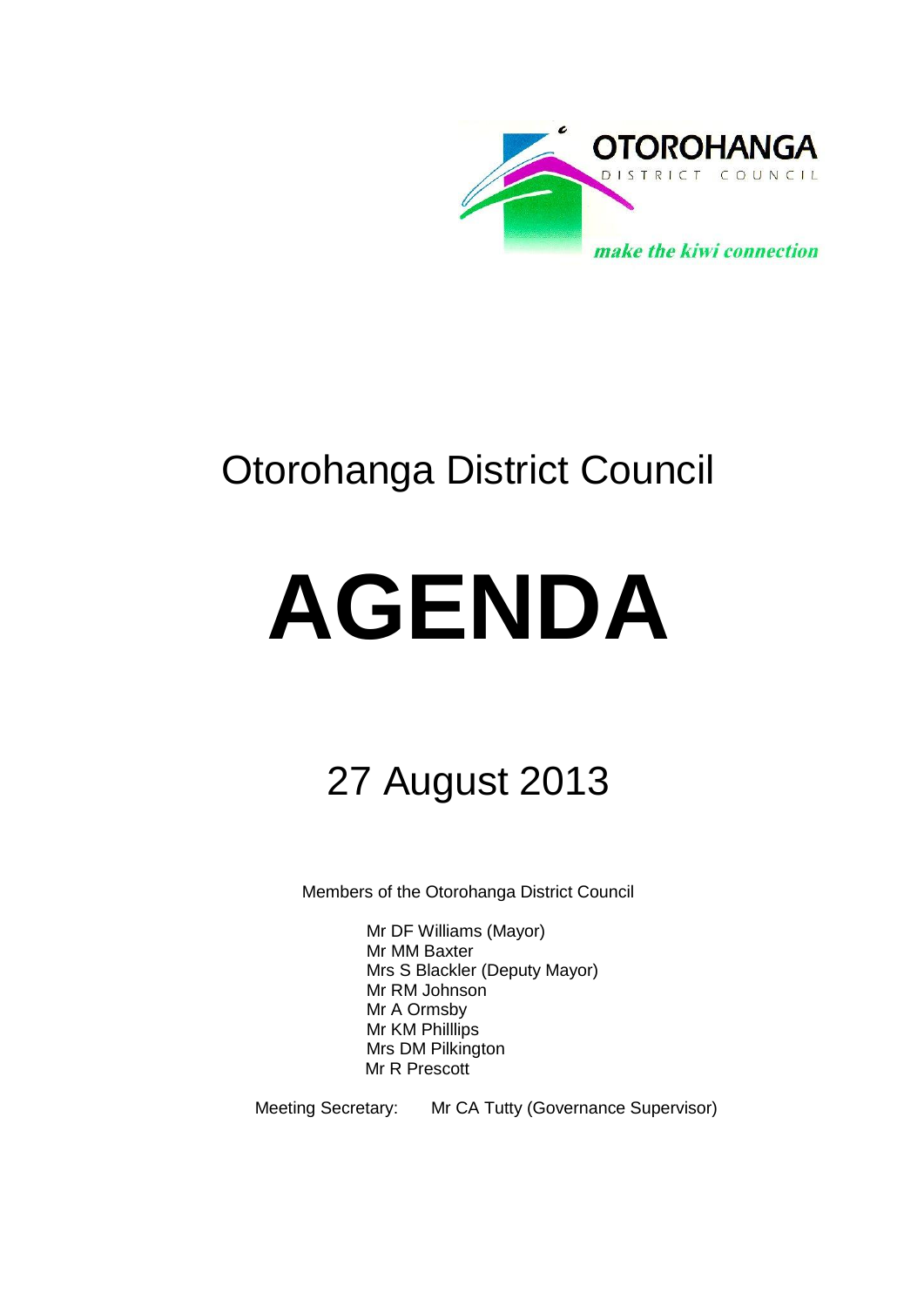OTOROHANGA
DISTRICT COUNCIL
*make the kiwi connection*

# Otorohanga District Council

# AGENDA

## 27 August 2013

Members of the Otorohanga District Council

Mr DF Williams (Mayor)
Mr MM Baxter
Mrs S Blackler (Deputy Mayor)
Mr RM Johnson
Mr A Ormsby
Mr KM Philllips
Mrs DM Pilkington
Mr R Prescott

Meeting Secretary: Mr CA Tutty (Governance Supervisor)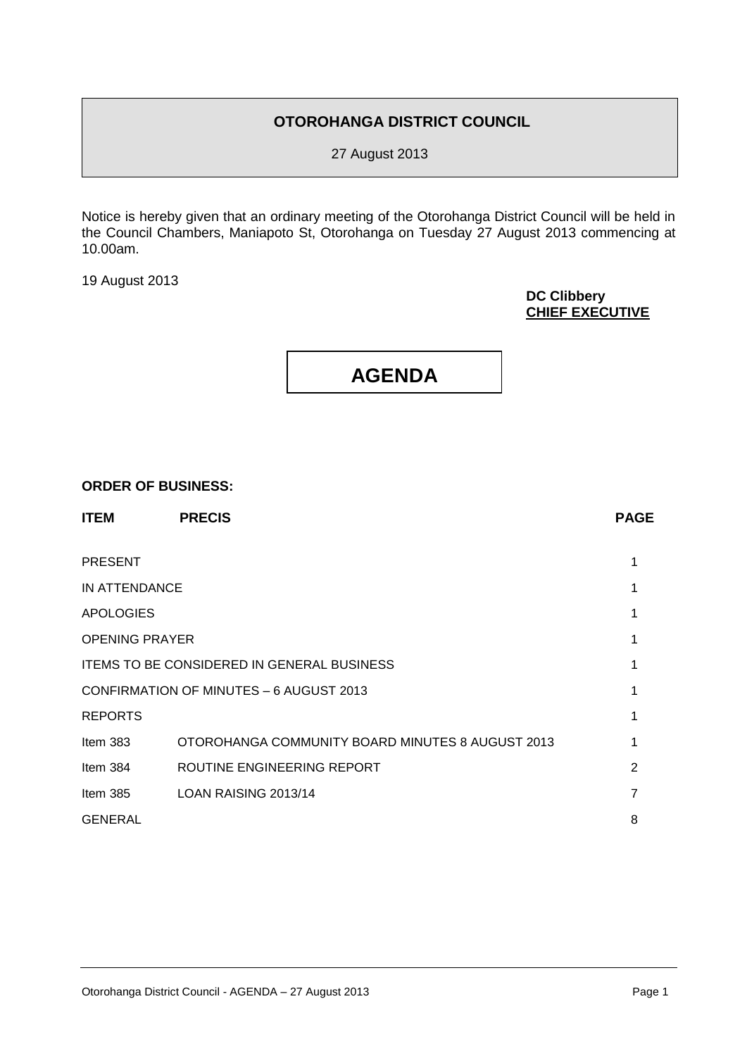# OTOROHANGA DISTRICT COUNCIL

27 August 2013

Notice is hereby given that an ordinary meeting of the Otorohanga District Council will be held in the Council Chambers, Maniapoto St, Otorohanga on Tuesday 27 August 2013 commencing at 10.00am.

19 August 2013

**DC Clibbery**
**CHIEF EXECUTIVE**

# AGENDA

**ORDER OF BUSINESS:**

| **ITEM** | **PRECIS** | **PAGE** |
|---|---|---|
| PRESENT | | 1 |
| IN ATTENDANCE | | 1 |
| APOLOGIES | | 1 |
| OPENING PRAYER | | 1 |
| ITEMS TO BE CONSIDERED IN GENERAL BUSINESS | | 1 |
| CONFIRMATION OF MINUTES – 6 AUGUST 2013 | | 1 |
| REPORTS | | 1 |
| Item 383 | OTOROHANGA COMMUNITY BOARD MINUTES 8 AUGUST 2013 | 1 |
| Item 384 | ROUTINE ENGINEERING REPORT | 2 |
| Item 385 | LOAN RAISING 2013/14 | 7 |
| GENERAL | | 8 |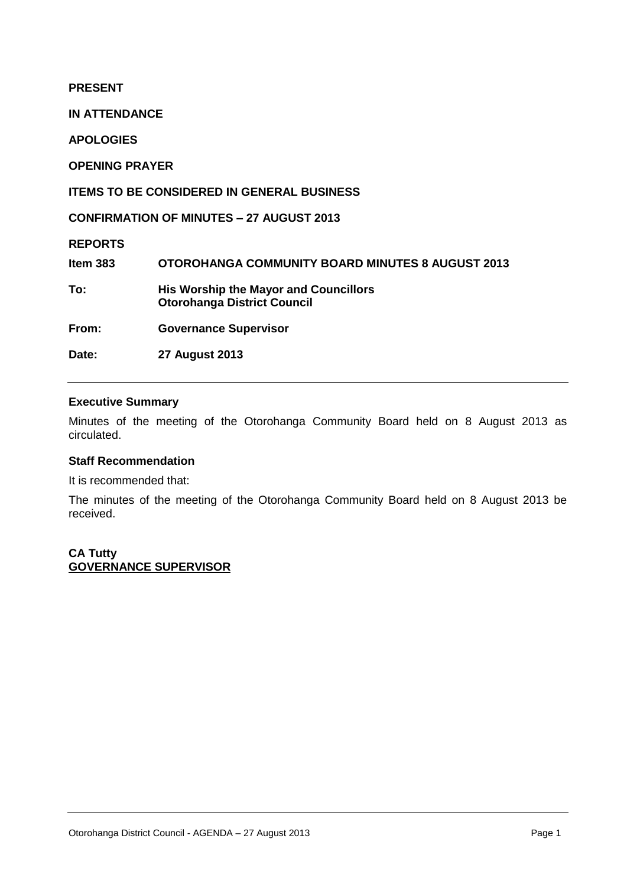**PRESENT**

**IN ATTENDANCE**

**APOLOGIES**

**OPENING PRAYER**

**ITEMS TO BE CONSIDERED IN GENERAL BUSINESS**

**CONFIRMATION OF MINUTES – 27 AUGUST 2013**

**REPORTS**

| | |
|---|---|
| **Item 383** | **OTOROHANGA COMMUNITY BOARD MINUTES 8 AUGUST 2013** |
| **To:** | **His Worship the Mayor and Councillors**<br>**Otorohanga District Council** |
| **From:** | **Governance Supervisor** |
| **Date:** | **27 August 2013** |

---

**Executive Summary**

Minutes of the meeting of the Otorohanga Community Board held on 8 August 2013 as circulated.

**Staff Recommendation**

It is recommended that:

The minutes of the meeting of the Otorohanga Community Board held on 8 August 2013 be received.

**CA Tutty**
**GOVERNANCE SUPERVISOR**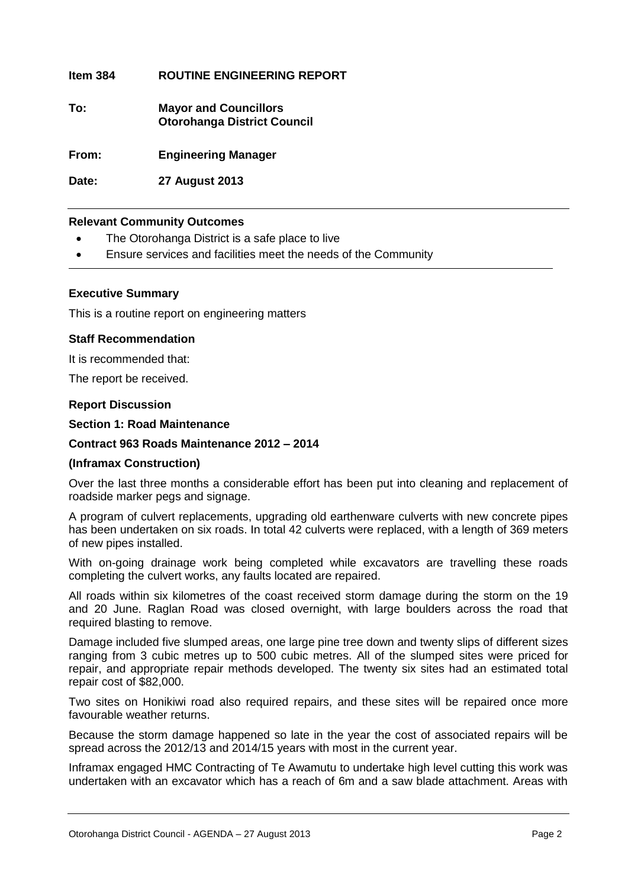**Item 384 ROUTINE ENGINEERING REPORT**

**To: Mayor and Councillors**
**Otorohanga District Council**

**From: Engineering Manager**

**Date: 27 August 2013**

---

**Relevant Community Outcomes**

- The Otorohanga District is a safe place to live
- Ensure services and facilities meet the needs of the Community

---

**Executive Summary**

This is a routine report on engineering matters

**Staff Recommendation**

It is recommended that:

The report be received.

**Report Discussion**

**Section 1: Road Maintenance**

**Contract 963 Roads Maintenance 2012 – 2014**

**(Inframax Construction)**

Over the last three months a considerable effort has been put into cleaning and replacement of roadside marker pegs and signage.

A program of culvert replacements, upgrading old earthenware culverts with new concrete pipes has been undertaken on six roads. In total 42 culverts were replaced, with a length of 369 meters of new pipes installed.

With on-going drainage work being completed while excavators are travelling these roads completing the culvert works, any faults located are repaired.

All roads within six kilometres of the coast received storm damage during the storm on the 19 and 20 June. Raglan Road was closed overnight, with large boulders across the road that required blasting to remove.

Damage included five slumped areas, one large pine tree down and twenty slips of different sizes ranging from 3 cubic metres up to 500 cubic metres. All of the slumped sites were priced for repair, and appropriate repair methods developed. The twenty six sites had an estimated total repair cost of $82,000.

Two sites on Honikiwi road also required repairs, and these sites will be repaired once more favourable weather returns.

Because the storm damage happened so late in the year the cost of associated repairs will be spread across the 2012/13 and 2014/15 years with most in the current year.

Inframax engaged HMC Contracting of Te Awamutu to undertake high level cutting this work was undertaken with an excavator which has a reach of 6m and a saw blade attachment. Areas with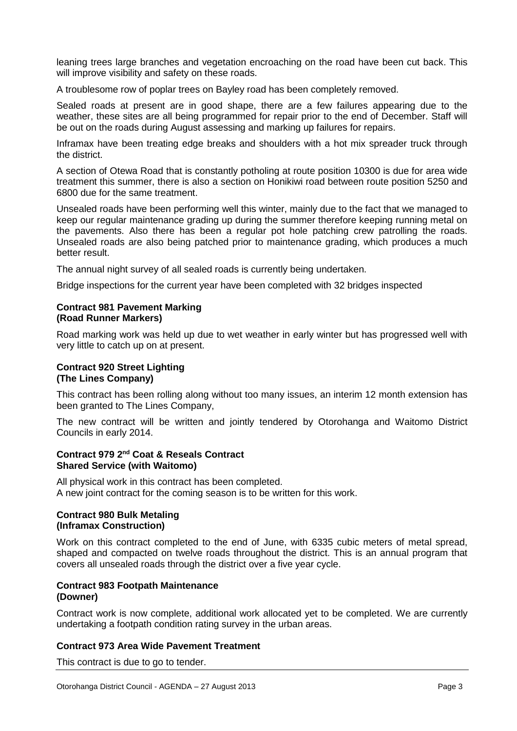leaning trees large branches and vegetation encroaching on the road have been cut back. This will improve visibility and safety on these roads.

A troublesome row of poplar trees on Bayley road has been completely removed.

Sealed roads at present are in good shape, there are a few failures appearing due to the weather, these sites are all being programmed for repair prior to the end of December. Staff will be out on the roads during August assessing and marking up failures for repairs.

Inframax have been treating edge breaks and shoulders with a hot mix spreader truck through the district.

A section of Otewa Road that is constantly potholing at route position 10300 is due for area wide treatment this summer, there is also a section on Honikiwi road between route position 5250 and 6800 due for the same treatment.

Unsealed roads have been performing well this winter, mainly due to the fact that we managed to keep our regular maintenance grading up during the summer therefore keeping running metal on the pavements. Also there has been a regular pot hole patching crew patrolling the roads. Unsealed roads are also being patched prior to maintenance grading, which produces a much better result.

The annual night survey of all sealed roads is currently being undertaken.

Bridge inspections for the current year have been completed with 32 bridges inspected

**Contract 981 Pavement Marking**
**(Road Runner Markers)**

Road marking work was held up due to wet weather in early winter but has progressed well with very little to catch up on at present.

**Contract 920 Street Lighting**
**(The Lines Company)**

This contract has been rolling along without too many issues, an interim 12 month extension has been granted to The Lines Company,

The new contract will be written and jointly tendered by Otorohanga and Waitomo District Councils in early 2014.

**Contract 979 2nd Coat & Reseals Contract**
**Shared Service (with Waitomo)**

All physical work in this contract has been completed.
A new joint contract for the coming season is to be written for this work.

**Contract 980 Bulk Metaling**
**(Inframax Construction)**

Work on this contract completed to the end of June, with 6335 cubic meters of metal spread, shaped and compacted on twelve roads throughout the district. This is an annual program that covers all unsealed roads through the district over a five year cycle.

**Contract 983 Footpath Maintenance**
**(Downer)**

Contract work is now complete, additional work allocated yet to be completed. We are currently undertaking a footpath condition rating survey in the urban areas.

**Contract 973 Area Wide Pavement Treatment**

This contract is due to go to tender.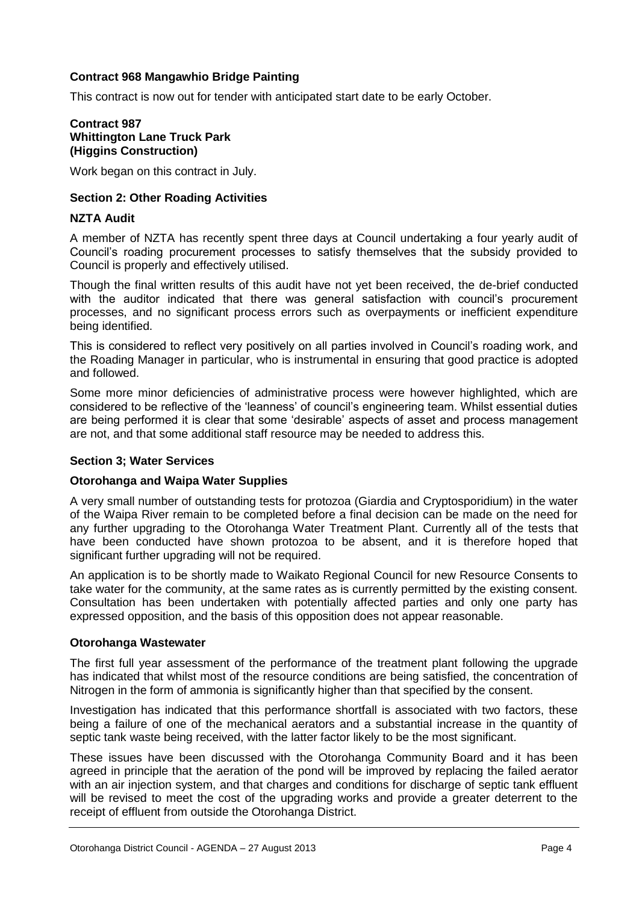**Contract 968 Mangawhio Bridge Painting**

This contract is now out for tender with anticipated start date to be early October.

**Contract 987**
**Whittington Lane Truck Park**
**(Higgins Construction)**

Work began on this contract in July.

**Section 2: Other Roading Activities**

**NZTA Audit**

A member of NZTA has recently spent three days at Council undertaking a four yearly audit of Council's roading procurement processes to satisfy themselves that the subsidy provided to Council is properly and effectively utilised.

Though the final written results of this audit have not yet been received, the de-brief conducted with the auditor indicated that there was general satisfaction with council's procurement processes, and no significant process errors such as overpayments or inefficient expenditure being identified.

This is considered to reflect very positively on all parties involved in Council's roading work, and the Roading Manager in particular, who is instrumental in ensuring that good practice is adopted and followed.

Some more minor deficiencies of administrative process were however highlighted, which are considered to be reflective of the 'leanness' of council's engineering team. Whilst essential duties are being performed it is clear that some 'desirable' aspects of asset and process management are not, and that some additional staff resource may be needed to address this.

**Section 3; Water Services**

**Otorohanga and Waipa Water Supplies**

A very small number of outstanding tests for protozoa (Giardia and Cryptosporidium) in the water of the Waipa River remain to be completed before a final decision can be made on the need for any further upgrading to the Otorohanga Water Treatment Plant. Currently all of the tests that have been conducted have shown protozoa to be absent, and it is therefore hoped that significant further upgrading will not be required.

An application is to be shortly made to Waikato Regional Council for new Resource Consents to take water for the community, at the same rates as is currently permitted by the existing consent. Consultation has been undertaken with potentially affected parties and only one party has expressed opposition, and the basis of this opposition does not appear reasonable.

**Otorohanga Wastewater**

The first full year assessment of the performance of the treatment plant following the upgrade has indicated that whilst most of the resource conditions are being satisfied, the concentration of Nitrogen in the form of ammonia is significantly higher than that specified by the consent.

Investigation has indicated that this performance shortfall is associated with two factors, these being a failure of one of the mechanical aerators and a substantial increase in the quantity of septic tank waste being received, with the latter factor likely to be the most significant.

These issues have been discussed with the Otorohanga Community Board and it has been agreed in principle that the aeration of the pond will be improved by replacing the failed aerator with an air injection system, and that charges and conditions for discharge of septic tank effluent will be revised to meet the cost of the upgrading works and provide a greater deterrent to the receipt of effluent from outside the Otorohanga District.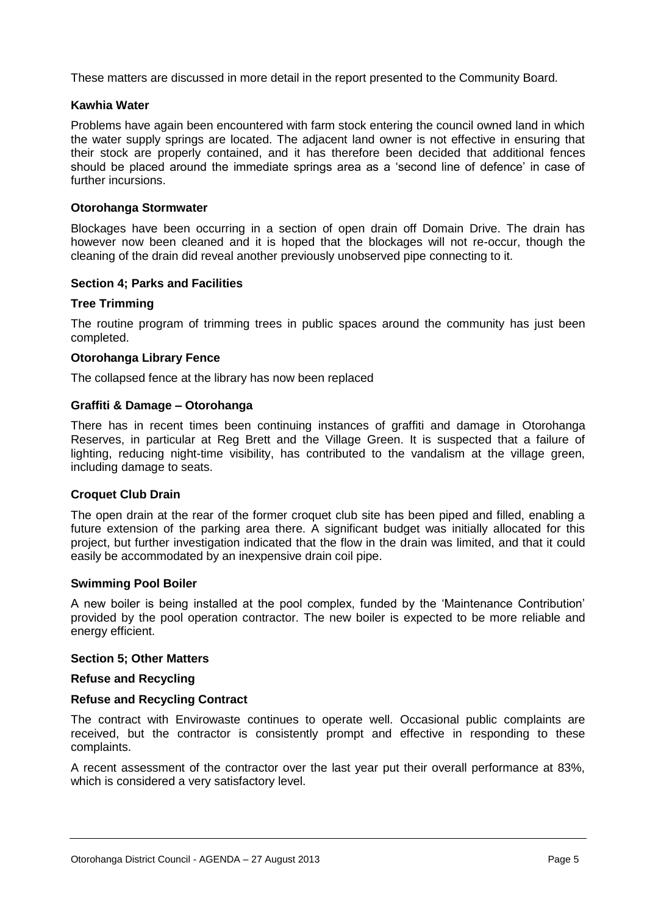These matters are discussed in more detail in the report presented to the Community Board.

**Kawhia Water**

Problems have again been encountered with farm stock entering the council owned land in which the water supply springs are located. The adjacent land owner is not effective in ensuring that their stock are properly contained, and it has therefore been decided that additional fences should be placed around the immediate springs area as a 'second line of defence' in case of further incursions.

**Otorohanga Stormwater**

Blockages have been occurring in a section of open drain off Domain Drive. The drain has however now been cleaned and it is hoped that the blockages will not re-occur, though the cleaning of the drain did reveal another previously unobserved pipe connecting to it.

**Section 4; Parks and Facilities**

**Tree Trimming**

The routine program of trimming trees in public spaces around the community has just been completed.

**Otorohanga Library Fence**

The collapsed fence at the library has now been replaced

**Graffiti & Damage – Otorohanga**

There has in recent times been continuing instances of graffiti and damage in Otorohanga Reserves, in particular at Reg Brett and the Village Green. It is suspected that a failure of lighting, reducing night-time visibility, has contributed to the vandalism at the village green, including damage to seats.

**Croquet Club Drain**

The open drain at the rear of the former croquet club site has been piped and filled, enabling a future extension of the parking area there. A significant budget was initially allocated for this project, but further investigation indicated that the flow in the drain was limited, and that it could easily be accommodated by an inexpensive drain coil pipe.

**Swimming Pool Boiler**

A new boiler is being installed at the pool complex, funded by the 'Maintenance Contribution' provided by the pool operation contractor. The new boiler is expected to be more reliable and energy efficient.

**Section 5; Other Matters**

**Refuse and Recycling**

**Refuse and Recycling Contract**

The contract with Envirowaste continues to operate well. Occasional public complaints are received, but the contractor is consistently prompt and effective in responding to these complaints.

A recent assessment of the contractor over the last year put their overall performance at 83%, which is considered a very satisfactory level.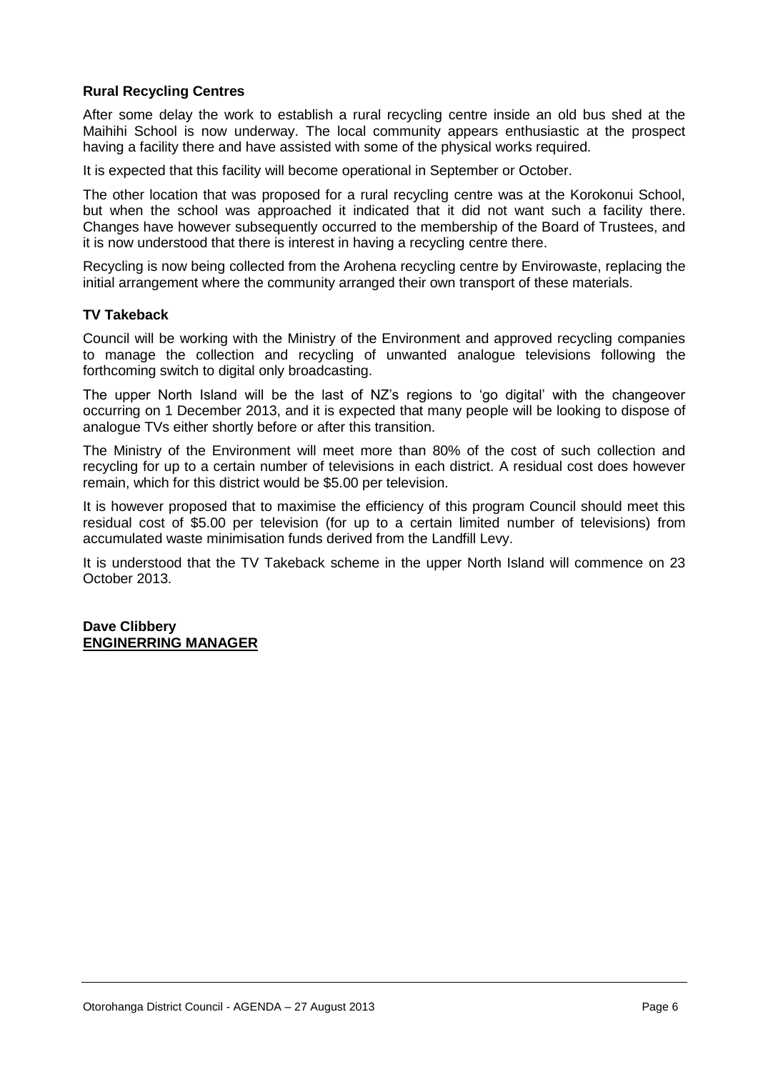### Rural Recycling Centres

After some delay the work to establish a rural recycling centre inside an old bus shed at the Maihihi School is now underway. The local community appears enthusiastic at the prospect having a facility there and have assisted with some of the physical works required.

It is expected that this facility will become operational in September or October.

The other location that was proposed for a rural recycling centre was at the Korokonui School, but when the school was approached it indicated that it did not want such a facility there. Changes have however subsequently occurred to the membership of the Board of Trustees, and it is now understood that there is interest in having a recycling centre there.

Recycling is now being collected from the Arohena recycling centre by Envirowaste, replacing the initial arrangement where the community arranged their own transport of these materials.

### TV Takeback

Council will be working with the Ministry of the Environment and approved recycling companies to manage the collection and recycling of unwanted analogue televisions following the forthcoming switch to digital only broadcasting.

The upper North Island will be the last of NZ's regions to 'go digital' with the changeover occurring on 1 December 2013, and it is expected that many people will be looking to dispose of analogue TVs either shortly before or after this transition.

The Ministry of the Environment will meet more than 80% of the cost of such collection and recycling for up to a certain number of televisions in each district. A residual cost does however remain, which for this district would be $5.00 per television.

It is however proposed that to maximise the efficiency of this program Council should meet this residual cost of $5.00 per television (for up to a certain limited number of televisions) from accumulated waste minimisation funds derived from the Landfill Levy.

It is understood that the TV Takeback scheme in the upper North Island will commence on 23 October 2013.

**Dave Clibbery**
**ENGINERRING MANAGER**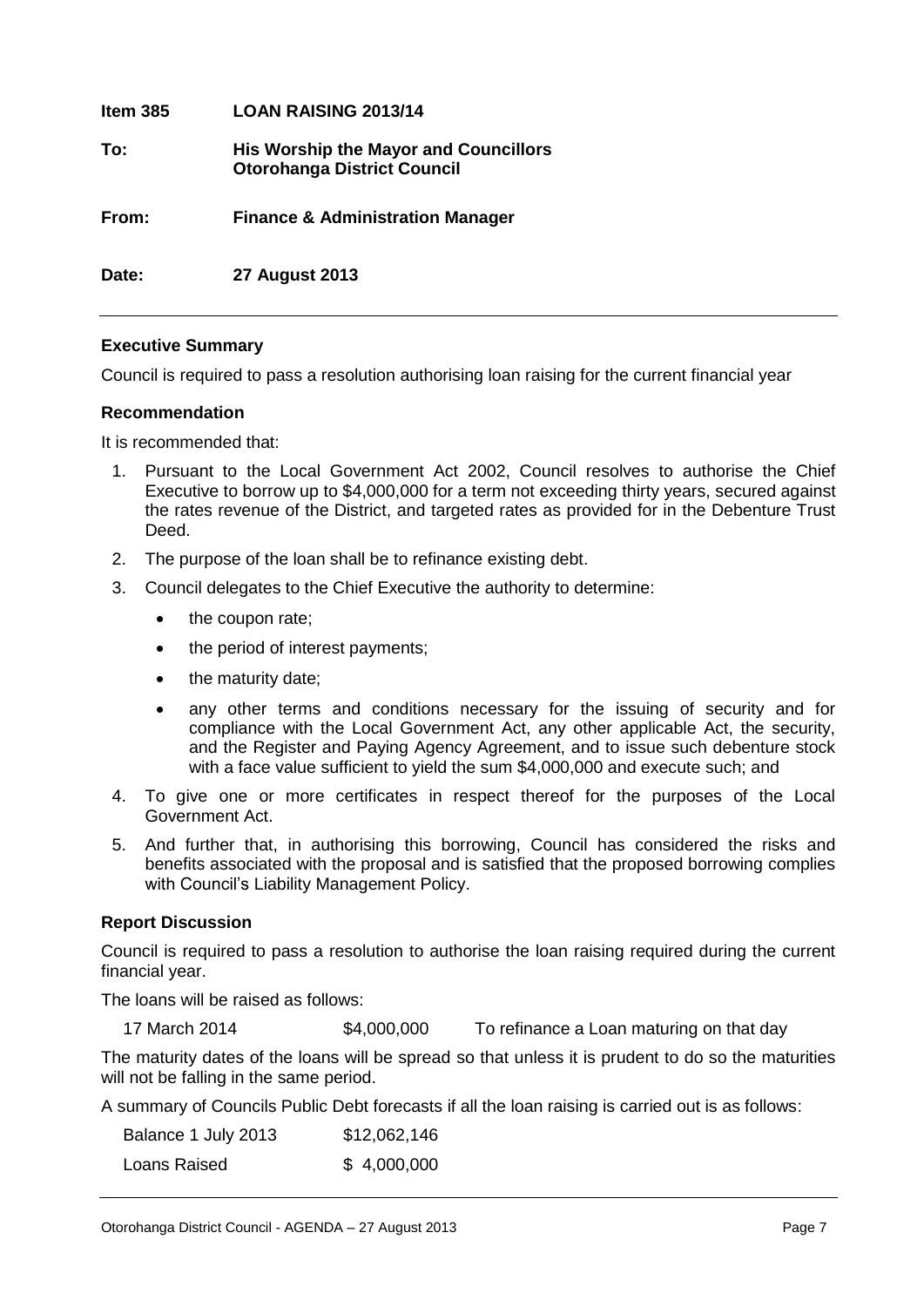| | |
|---|---|
| **Item 385** | **LOAN RAISING 2013/14** |
| **To:** | **His Worship the Mayor and Councillors Otorohanga District Council** |
| **From:** | **Finance & Administration Manager** |
| **Date:** | **27 August 2013** |

---

### Executive Summary

Council is required to pass a resolution authorising loan raising for the current financial year

### Recommendation

It is recommended that:

1. Pursuant to the Local Government Act 2002, Council resolves to authorise the Chief Executive to borrow up to $4,000,000 for a term not exceeding thirty years, secured against the rates revenue of the District, and targeted rates as provided for in the Debenture Trust Deed.
2. The purpose of the loan shall be to refinance existing debt.
3. Council delegates to the Chief Executive the authority to determine:
   - the coupon rate;
   - the period of interest payments;
   - the maturity date;
   - any other terms and conditions necessary for the issuing of security and for compliance with the Local Government Act, any other applicable Act, the security, and the Register and Paying Agency Agreement, and to issue such debenture stock with a face value sufficient to yield the sum $4,000,000 and execute such; and
4. To give one or more certificates in respect thereof for the purposes of the Local Government Act.
5. And further that, in authorising this borrowing, Council has considered the risks and benefits associated with the proposal and is satisfied that the proposed borrowing complies with Council's Liability Management Policy.

### Report Discussion

Council is required to pass a resolution to authorise the loan raising required during the current financial year.

The loans will be raised as follows:

| | | |
|---|---|---|
| 17 March 2014 | $4,000,000 | To refinance a Loan maturing on that day |

The maturity dates of the loans will be spread so that unless it is prudent to do so the maturities will not be falling in the same period.

A summary of Councils Public Debt forecasts if all the loan raising is carried out is as follows:

| | |
|---|---|
| Balance 1 July 2013 | $12,062,146 |
| Loans Raised | $ 4,000,000 |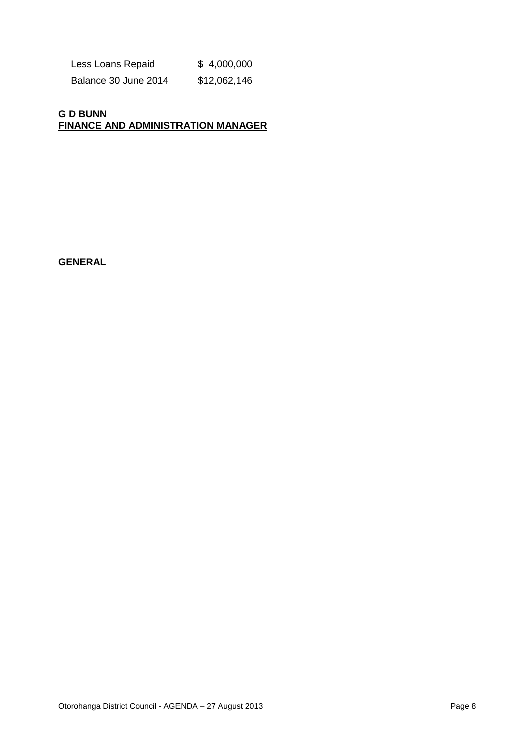| | |
|---|---|
| Less Loans Repaid | $ 4,000,000 |
| Balance 30 June 2014 | $12,062,146 |

**G D BUNN**
**FINANCE AND ADMINISTRATION MANAGER**

**GENERAL**